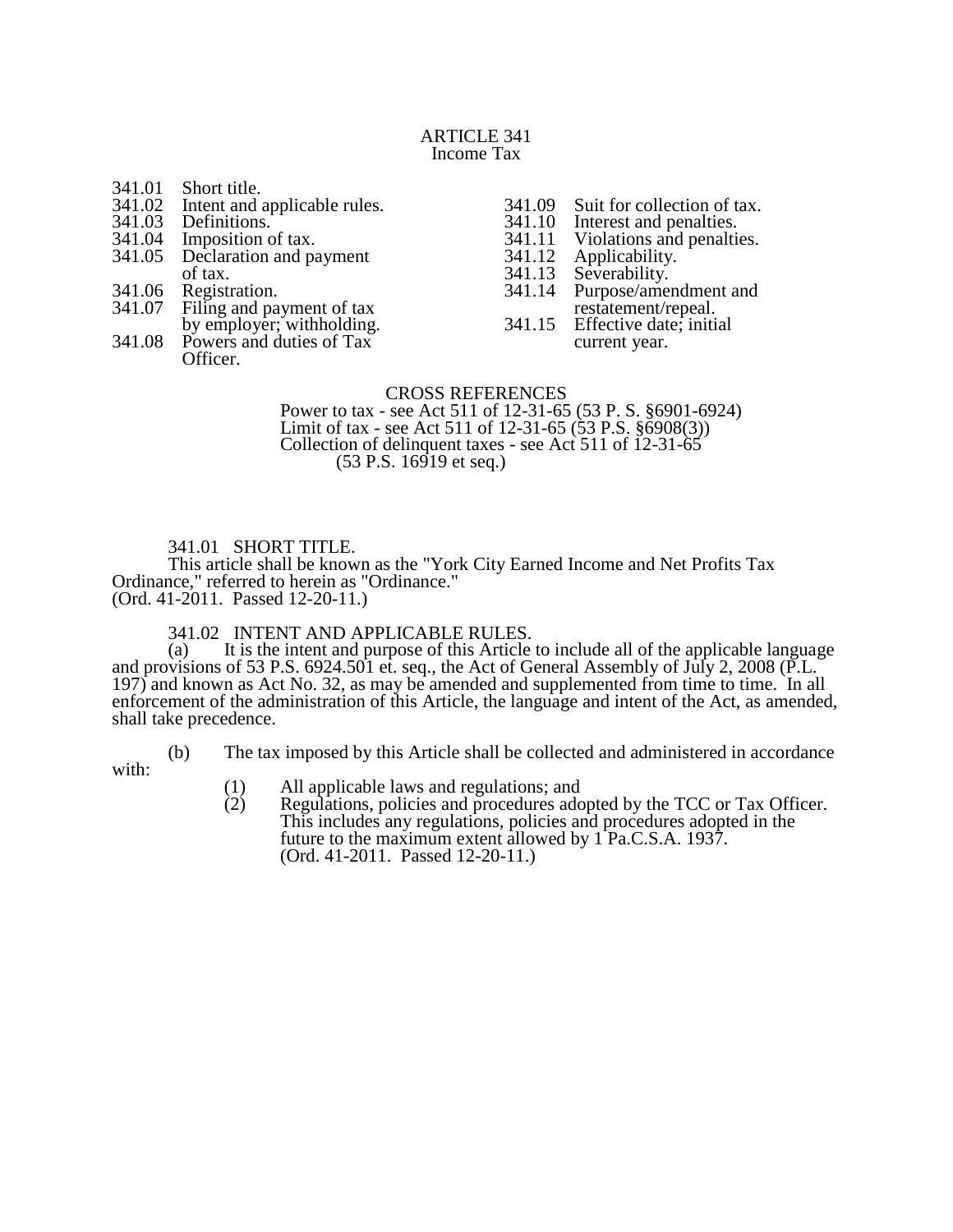# ARTICLE 341
## Income Tax

341.01 Short title.
341.02 Intent and applicable rules.
341.03 Definitions.
341.04 Imposition of tax.
341.05 Declaration and payment of tax.
341.06 Registration.
341.07 Filing and payment of tax by employer; withholding.
341.08 Powers and duties of Tax Officer.
341.09 Suit for collection of tax.
341.10 Interest and penalties.
341.11 Violations and penalties.
341.12 Applicability.
341.13 Severability.
341.14 Purpose/amendment and restatement/repeal.
341.15 Effective date; initial current year.

CROSS REFERENCES

Power to tax - see Act 511 of 12-31-65 (53 P. S. §6901-6924)
Limit of tax - see Act 511 of 12-31-65 (53 P.S. §6908(3))
Collection of delinquent taxes - see Act 511 of 12-31-65 (53 P.S. 16919 et seq.)

**341.01 SHORT TITLE.**

This article shall be known as the "York City Earned Income and Net Profits Tax Ordinance," referred to herein as "Ordinance."
(Ord. 41-2011. Passed 12-20-11.)

**341.02 INTENT AND APPLICABLE RULES.**

(a) It is the intent and purpose of this Article to include all of the applicable language and provisions of 53 P.S. 6924.501 et. seq., the Act of General Assembly of July 2, 2008 (P.L. 197) and known as Act No. 32, as may be amended and supplemented from time to time. In all enforcement of the administration of this Article, the language and intent of the Act, as amended, shall take precedence.

(b) The tax imposed by this Article shall be collected and administered in accordance with:

(1) All applicable laws and regulations; and
(2) Regulations, policies and procedures adopted by the TCC or Tax Officer. This includes any regulations, policies and procedures adopted in the future to the maximum extent allowed by 1 Pa.C.S.A. 1937.
(Ord. 41-2011. Passed 12-20-11.)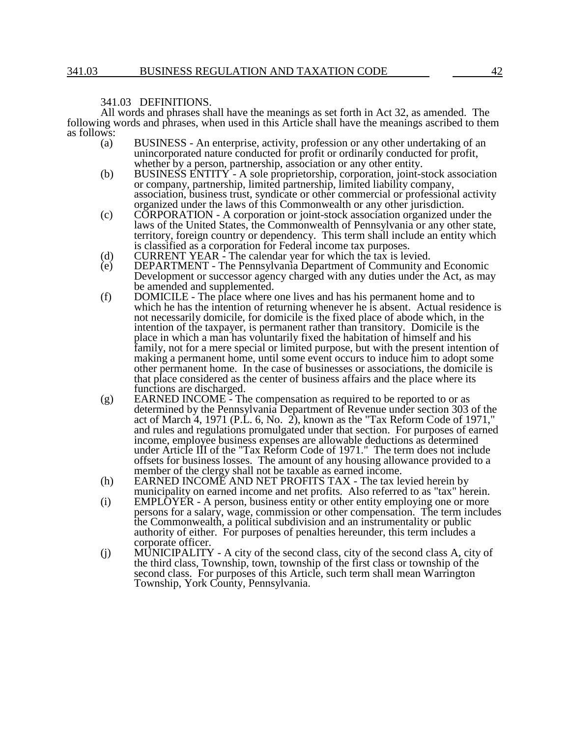### 341.03 DEFINITIONS.

All words and phrases shall have the meanings as set forth in Act 32, as amended. The following words and phrases, when used in this Article shall have the meanings ascribed to them as follows:

(a) BUSINESS - An enterprise, activity, profession or any other undertaking of an unincorporated nature conducted for profit or ordinarily conducted for profit, whether by a person, partnership, association or any other entity.

(b) BUSINESS ENTITY - A sole proprietorship, corporation, joint-stock association or company, partnership, limited partnership, limited liability company, association, business trust, syndicate or other commercial or professional activity organized under the laws of this Commonwealth or any other jurisdiction.

(c) CORPORATION - A corporation or joint-stock association organized under the laws of the United States, the Commonwealth of Pennsylvania or any other state, territory, foreign country or dependency. This term shall include an entity which is classified as a corporation for Federal income tax purposes.

(d) CURRENT YEAR - The calendar year for which the tax is levied.

(e) DEPARTMENT - The Pennsylvania Department of Community and Economic Development or successor agency charged with any duties under the Act, as may be amended and supplemented.

(f) DOMICILE - The place where one lives and has his permanent home and to which he has the intention of returning whenever he is absent. Actual residence is not necessarily domicile, for domicile is the fixed place of abode which, in the intention of the taxpayer, is permanent rather than transitory. Domicile is the place in which a man has voluntarily fixed the habitation of himself and his family, not for a mere special or limited purpose, but with the present intention of making a permanent home, until some event occurs to induce him to adopt some other permanent home. In the case of businesses or associations, the domicile is that place considered as the center of business affairs and the place where its functions are discharged.

(g) EARNED INCOME - The compensation as required to be reported to or as determined by the Pennsylvania Department of Revenue under section 303 of the act of March 4, 1971 (P.L. 6, No. 2), known as the "Tax Reform Code of 1971," and rules and regulations promulgated under that section. For purposes of earned income, employee business expenses are allowable deductions as determined under Article III of the "Tax Reform Code of 1971." The term does not include offsets for business losses. The amount of any housing allowance provided to a member of the clergy shall not be taxable as earned income.

(h) EARNED INCOME AND NET PROFITS TAX - The tax levied herein by municipality on earned income and net profits. Also referred to as "tax" herein.

(i) EMPLOYER - A person, business entity or other entity employing one or more persons for a salary, wage, commission or other compensation. The term includes the Commonwealth, a political subdivision and an instrumentality or public authority of either. For purposes of penalties hereunder, this term includes a corporate officer.

(j) MUNICIPALITY - A city of the second class, city of the second class A, city of the third class, Township, town, township of the first class or township of the second class. For purposes of this Article, such term shall mean Warrington Township, York County, Pennsylvania.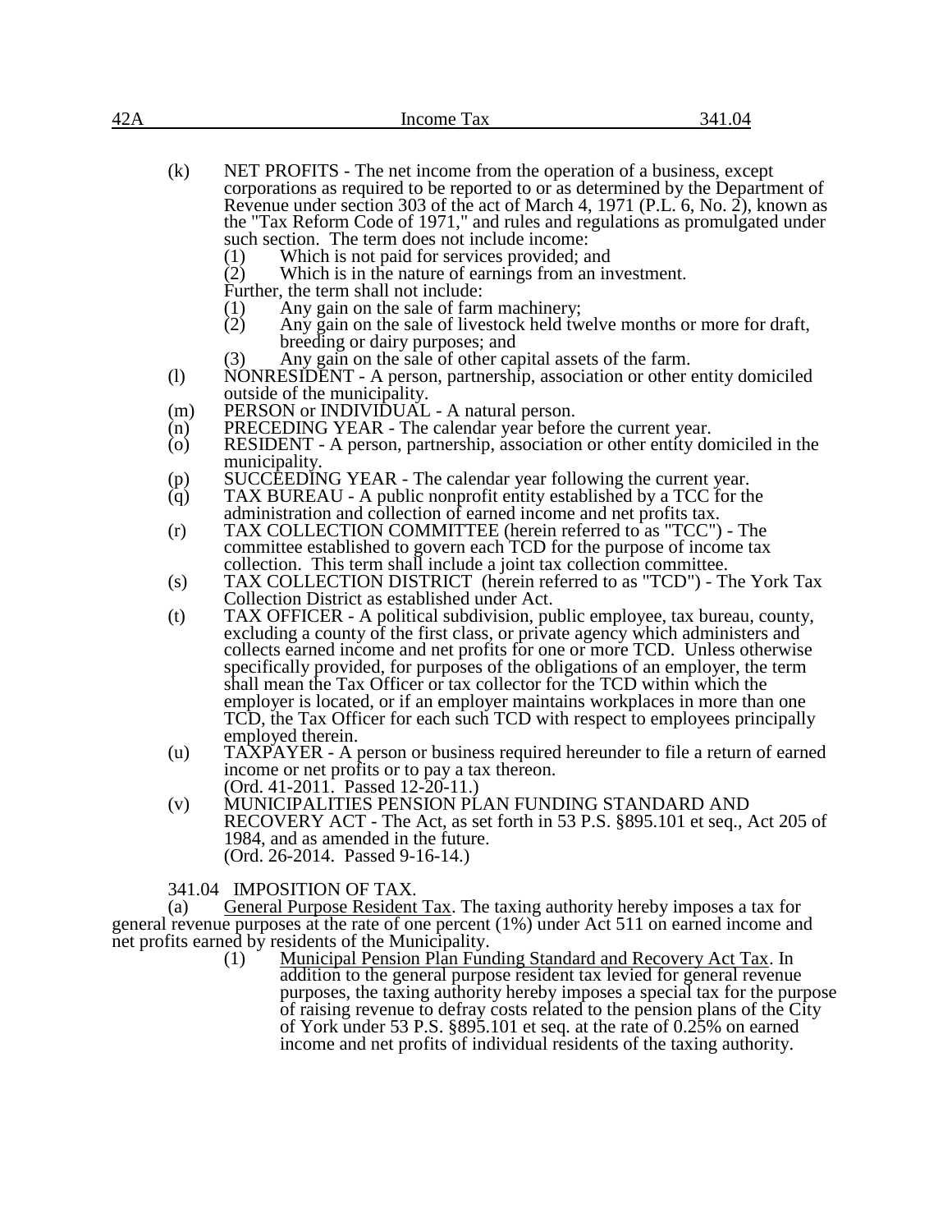(k) NET PROFITS - The net income from the operation of a business, except corporations as required to be reported to or as determined by the Department of Revenue under section 303 of the act of March 4, 1971 (P.L. 6, No. 2), known as the "Tax Reform Code of 1971," and rules and regulations as promulgated under such section. The term does not include income:

   (1) Which is not paid for services provided; and
   (2) Which is in the nature of earnings from an investment.

   Further, the term shall not include:

   (1) Any gain on the sale of farm machinery;
   (2) Any gain on the sale of livestock held twelve months or more for draft, breeding or dairy purposes; and
   (3) Any gain on the sale of other capital assets of the farm.

(l) NONRESIDENT - A person, partnership, association or other entity domiciled outside of the municipality.

(m) PERSON or INDIVIDUAL - A natural person.

(n) PRECEDING YEAR - The calendar year before the current year.

(o) RESIDENT - A person, partnership, association or other entity domiciled in the municipality.

(p) SUCCEEDING YEAR - The calendar year following the current year.

(q) TAX BUREAU - A public nonprofit entity established by a TCC for the administration and collection of earned income and net profits tax.

(r) TAX COLLECTION COMMITTEE (herein referred to as "TCC") - The committee established to govern each TCD for the purpose of income tax collection. This term shall include a joint tax collection committee.

(s) TAX COLLECTION DISTRICT (herein referred to as "TCD") - The York Tax Collection District as established under Act.

(t) TAX OFFICER - A political subdivision, public employee, tax bureau, county, excluding a county of the first class, or private agency which administers and collects earned income and net profits for one or more TCD. Unless otherwise specifically provided, for purposes of the obligations of an employer, the term shall mean the Tax Officer or tax collector for the TCD within which the employer is located, or if an employer maintains workplaces in more than one TCD, the Tax Officer for each such TCD with respect to employees principally employed therein.

(u) TAXPAYER - A person or business required hereunder to file a return of earned income or net profits or to pay a tax thereon.
   (Ord. 41-2011. Passed 12-20-11.)

(v) MUNICIPALITIES PENSION PLAN FUNDING STANDARD AND RECOVERY ACT - The Act, as set forth in 53 P.S. §895.101 et seq., Act 205 of 1984, and as amended in the future.
   (Ord. 26-2014. Passed 9-16-14.)

### 341.04 IMPOSITION OF TAX.

(a) General Purpose Resident Tax. The taxing authority hereby imposes a tax for general revenue purposes at the rate of one percent (1%) under Act 511 on earned income and net profits earned by residents of the Municipality.

   (1) Municipal Pension Plan Funding Standard and Recovery Act Tax. In addition to the general purpose resident tax levied for general revenue purposes, the taxing authority hereby imposes a special tax for the purpose of raising revenue to defray costs related to the pension plans of the City of York under 53 P.S. §895.101 et seq. at the rate of 0.25% on earned income and net profits of individual residents of the taxing authority.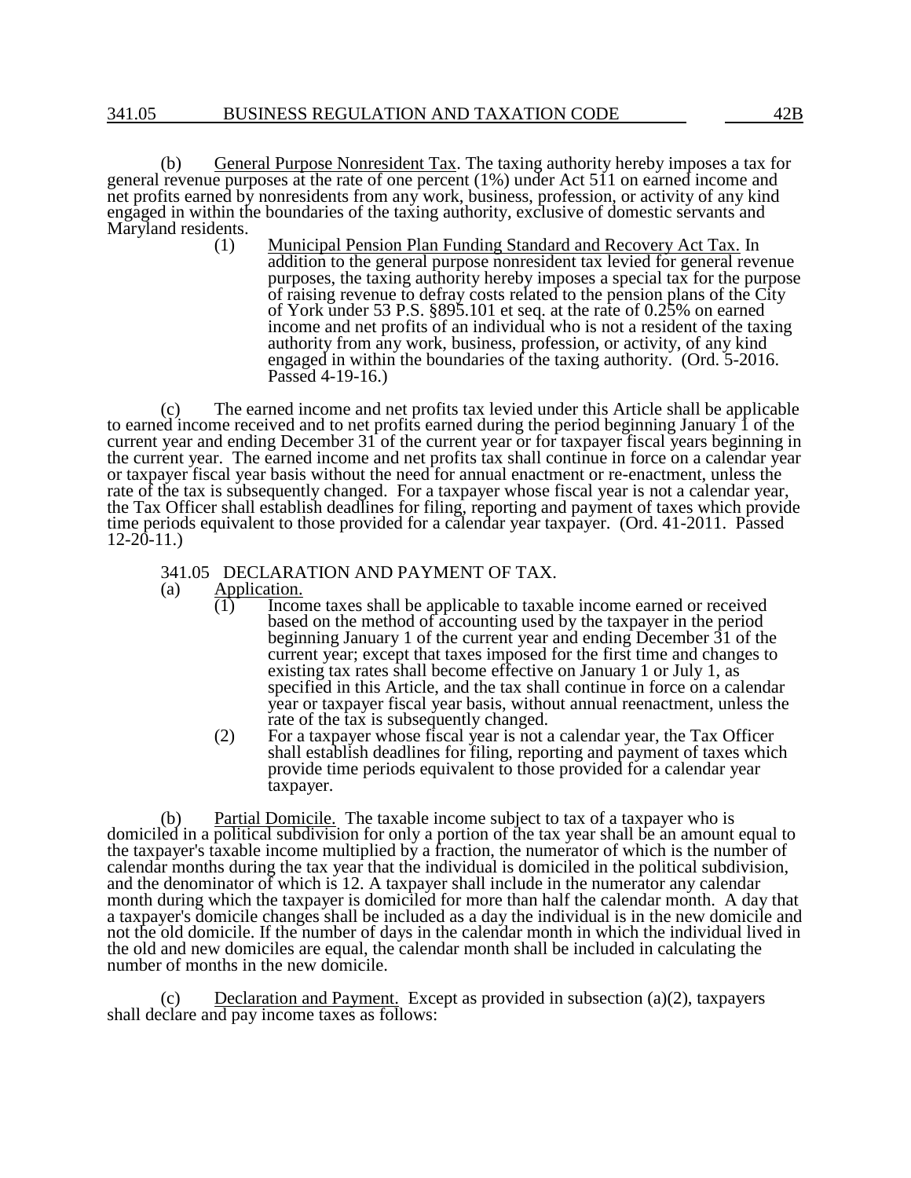(b) General Purpose Nonresident Tax. The taxing authority hereby imposes a tax for general revenue purposes at the rate of one percent (1%) under Act 511 on earned income and net profits earned by nonresidents from any work, business, profession, or activity of any kind engaged in within the boundaries of the taxing authority, exclusive of domestic servants and Maryland residents.

(1) Municipal Pension Plan Funding Standard and Recovery Act Tax. In addition to the general purpose nonresident tax levied for general revenue purposes, the taxing authority hereby imposes a special tax for the purpose of raising revenue to defray costs related to the pension plans of the City of York under 53 P.S. §895.101 et seq. at the rate of 0.25% on earned income and net profits of an individual who is not a resident of the taxing authority from any work, business, profession, or activity, of any kind engaged in within the boundaries of the taxing authority. (Ord. 5-2016. Passed 4-19-16.)

(c) The earned income and net profits tax levied under this Article shall be applicable to earned income received and to net profits earned during the period beginning January 1 of the current year and ending December 31 of the current year or for taxpayer fiscal years beginning in the current year. The earned income and net profits tax shall continue in force on a calendar year or taxpayer fiscal year basis without the need for annual enactment or re-enactment, unless the rate of the tax is subsequently changed. For a taxpayer whose fiscal year is not a calendar year, the Tax Officer shall establish deadlines for filing, reporting and payment of taxes which provide time periods equivalent to those provided for a calendar year taxpayer. (Ord. 41-2011. Passed 12-20-11.)

## 341.05 DECLARATION AND PAYMENT OF TAX.

(a) Application.

(1) Income taxes shall be applicable to taxable income earned or received based on the method of accounting used by the taxpayer in the period beginning January 1 of the current year and ending December 31 of the current year; except that taxes imposed for the first time and changes to existing tax rates shall become effective on January 1 or July 1, as specified in this Article, and the tax shall continue in force on a calendar year or taxpayer fiscal year basis, without annual reenactment, unless the rate of the tax is subsequently changed.

(2) For a taxpayer whose fiscal year is not a calendar year, the Tax Officer shall establish deadlines for filing, reporting and payment of taxes which provide time periods equivalent to those provided for a calendar year taxpayer.

(b) Partial Domicile. The taxable income subject to tax of a taxpayer who is domiciled in a political subdivision for only a portion of the tax year shall be an amount equal to the taxpayer's taxable income multiplied by a fraction, the numerator of which is the number of calendar months during the tax year that the individual is domiciled in the political subdivision, and the denominator of which is 12. A taxpayer shall include in the numerator any calendar month during which the taxpayer is domiciled for more than half the calendar month. A day that a taxpayer's domicile changes shall be included as a day the individual is in the new domicile and not the old domicile. If the number of days in the calendar month in which the individual lived in the old and new domiciles are equal, the calendar month shall be included in calculating the number of months in the new domicile.

(c) Declaration and Payment. Except as provided in subsection (a)(2), taxpayers shall declare and pay income taxes as follows: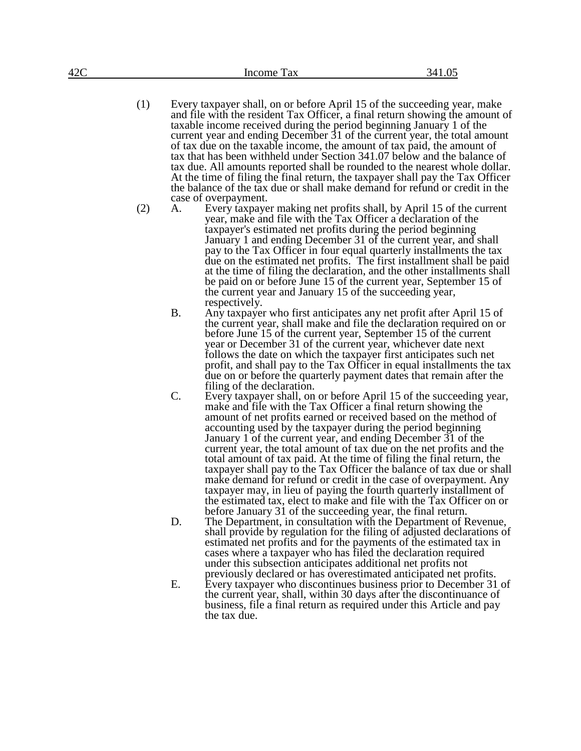(1) Every taxpayer shall, on or before April 15 of the succeeding year, make and file with the resident Tax Officer, a final return showing the amount of taxable income received during the period beginning January 1 of the current year and ending December 31 of the current year, the total amount of tax due on the taxable income, the amount of tax paid, the amount of tax that has been withheld under Section 341.07 below and the balance of tax due. All amounts reported shall be rounded to the nearest whole dollar. At the time of filing the final return, the taxpayer shall pay the Tax Officer the balance of the tax due or shall make demand for refund or credit in the case of overpayment.

(2) A. Every taxpayer making net profits shall, by April 15 of the current year, make and file with the Tax Officer a declaration of the taxpayer's estimated net profits during the period beginning January 1 and ending December 31 of the current year, and shall pay to the Tax Officer in four equal quarterly installments the tax due on the estimated net profits. The first installment shall be paid at the time of filing the declaration, and the other installments shall be paid on or before June 15 of the current year, September 15 of the current year and January 15 of the succeeding year, respectively.

B. Any taxpayer who first anticipates any net profit after April 15 of the current year, shall make and file the declaration required on or before June 15 of the current year, September 15 of the current year or December 31 of the current year, whichever date next follows the date on which the taxpayer first anticipates such net profit, and shall pay to the Tax Officer in equal installments the tax due on or before the quarterly payment dates that remain after the filing of the declaration.

C. Every taxpayer shall, on or before April 15 of the succeeding year, make and file with the Tax Officer a final return showing the amount of net profits earned or received based on the method of accounting used by the taxpayer during the period beginning January 1 of the current year, and ending December 31 of the current year, the total amount of tax due on the net profits and the total amount of tax paid. At the time of filing the final return, the taxpayer shall pay to the Tax Officer the balance of tax due or shall make demand for refund or credit in the case of overpayment. Any taxpayer may, in lieu of paying the fourth quarterly installment of the estimated tax, elect to make and file with the Tax Officer on or before January 31 of the succeeding year, the final return.

D. The Department, in consultation with the Department of Revenue, shall provide by regulation for the filing of adjusted declarations of estimated net profits and for the payments of the estimated tax in cases where a taxpayer who has filed the declaration required under this subsection anticipates additional net profits not previously declared or has overestimated anticipated net profits.

E. Every taxpayer who discontinues business prior to December 31 of the current year, shall, within 30 days after the discontinuance of business, file a final return as required under this Article and pay the tax due.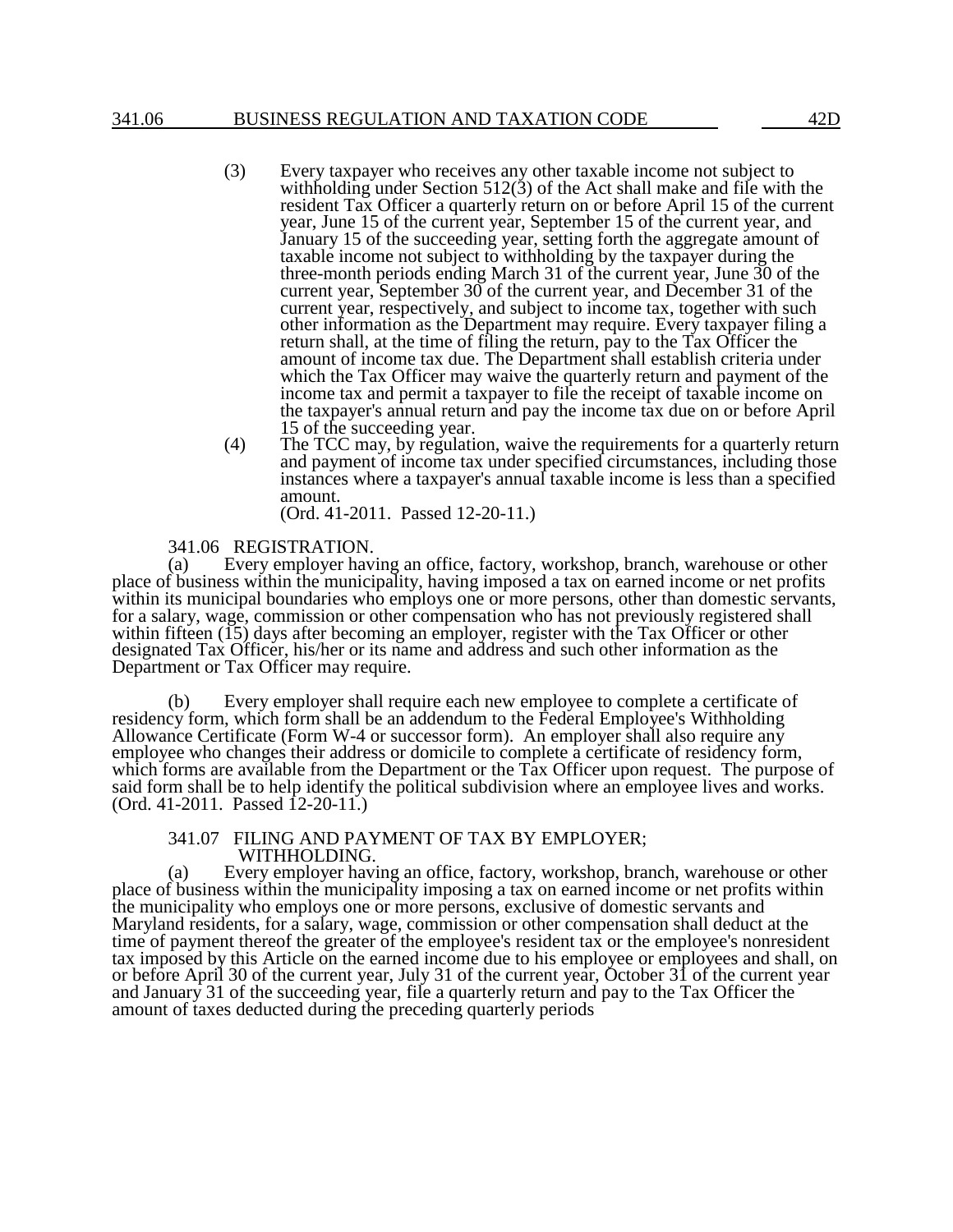(3) Every taxpayer who receives any other taxable income not subject to withholding under Section 512(3) of the Act shall make and file with the resident Tax Officer a quarterly return on or before April 15 of the current year, June 15 of the current year, September 15 of the current year, and January 15 of the succeeding year, setting forth the aggregate amount of taxable income not subject to withholding by the taxpayer during the three-month periods ending March 31 of the current year, June 30 of the current year, September 30 of the current year, and December 31 of the current year, respectively, and subject to income tax, together with such other information as the Department may require. Every taxpayer filing a return shall, at the time of filing the return, pay to the Tax Officer the amount of income tax due. The Department shall establish criteria under which the Tax Officer may waive the quarterly return and payment of the income tax and permit a taxpayer to file the receipt of taxable income on the taxpayer's annual return and pay the income tax due on or before April 15 of the succeeding year.

(4) The TCC may, by regulation, waive the requirements for a quarterly return and payment of income tax under specified circumstances, including those instances where a taxpayer's annual taxable income is less than a specified amount.

(Ord. 41-2011. Passed 12-20-11.)

341.06 REGISTRATION.

(a) Every employer having an office, factory, workshop, branch, warehouse or other place of business within the municipality, having imposed a tax on earned income or net profits within its municipal boundaries who employs one or more persons, other than domestic servants, for a salary, wage, commission or other compensation who has not previously registered shall within fifteen (15) days after becoming an employer, register with the Tax Officer or other designated Tax Officer, his/her or its name and address and such other information as the Department or Tax Officer may require.

(b) Every employer shall require each new employee to complete a certificate of residency form, which form shall be an addendum to the Federal Employee's Withholding Allowance Certificate (Form W-4 or successor form). An employer shall also require any employee who changes their address or domicile to complete a certificate of residency form, which forms are available from the Department or the Tax Officer upon request. The purpose of said form shall be to help identify the political subdivision where an employee lives and works. (Ord. 41-2011. Passed 12-20-11.)

341.07 FILING AND PAYMENT OF TAX BY EMPLOYER; WITHHOLDING.

(a) Every employer having an office, factory, workshop, branch, warehouse or other place of business within the municipality imposing a tax on earned income or net profits within the municipality who employs one or more persons, exclusive of domestic servants and Maryland residents, for a salary, wage, commission or other compensation shall deduct at the time of payment thereof the greater of the employee's resident tax or the employee's nonresident tax imposed by this Article on the earned income due to his employee or employees and shall, on or before April 30 of the current year, July 31 of the current year, October 31 of the current year and January 31 of the succeeding year, file a quarterly return and pay to the Tax Officer the amount of taxes deducted during the preceding quarterly periods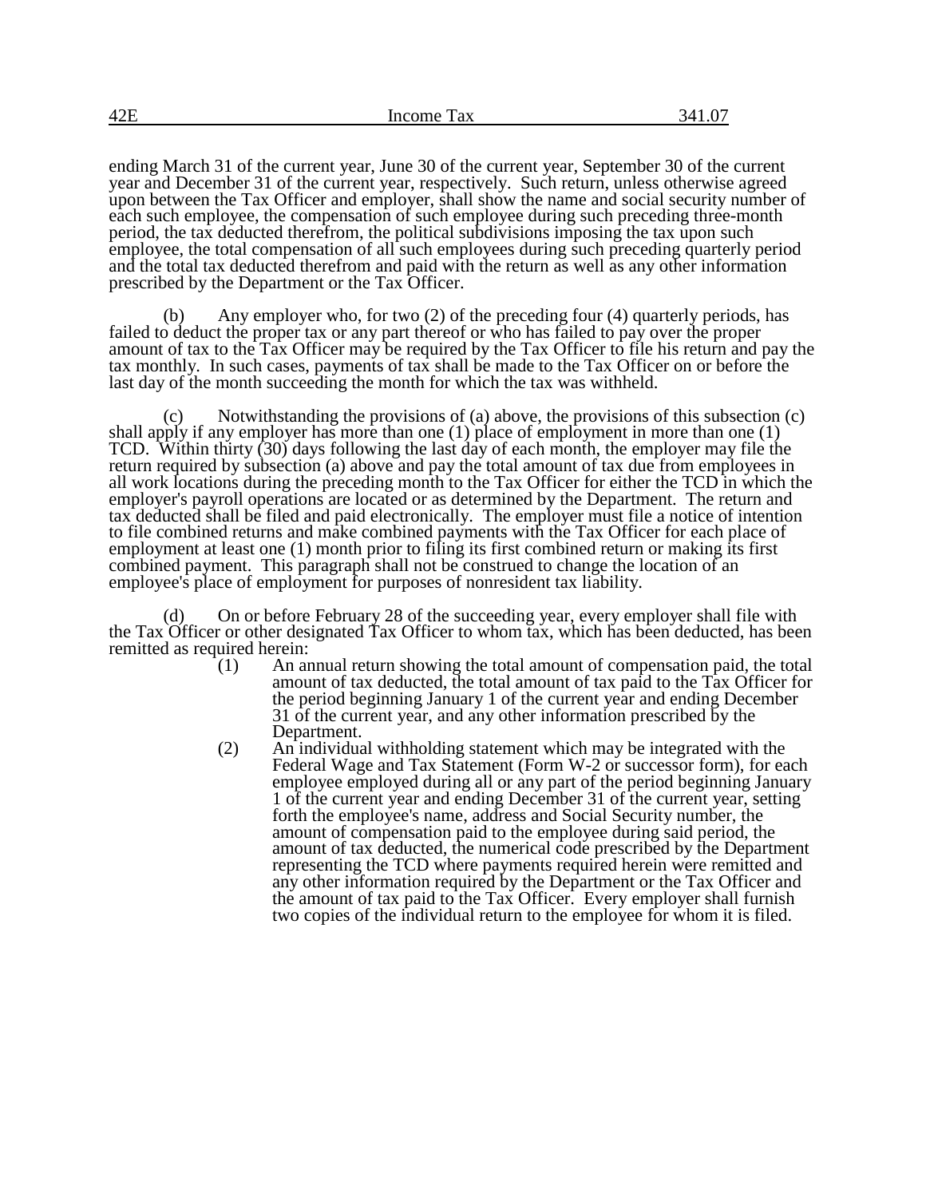ending March 31 of the current year, June 30 of the current year, September 30 of the current year and December 31 of the current year, respectively. Such return, unless otherwise agreed upon between the Tax Officer and employer, shall show the name and social security number of each such employee, the compensation of such employee during such preceding three-month period, the tax deducted therefrom, the political subdivisions imposing the tax upon such employee, the total compensation of all such employees during such preceding quarterly period and the total tax deducted therefrom and paid with the return as well as any other information prescribed by the Department or the Tax Officer.

(b) Any employer who, for two (2) of the preceding four (4) quarterly periods, has failed to deduct the proper tax or any part thereof or who has failed to pay over the proper amount of tax to the Tax Officer may be required by the Tax Officer to file his return and pay the tax monthly. In such cases, payments of tax shall be made to the Tax Officer on or before the last day of the month succeeding the month for which the tax was withheld.

(c) Notwithstanding the provisions of (a) above, the provisions of this subsection (c) shall apply if any employer has more than one (1) place of employment in more than one (1) TCD. Within thirty (30) days following the last day of each month, the employer may file the return required by subsection (a) above and pay the total amount of tax due from employees in all work locations during the preceding month to the Tax Officer for either the TCD in which the employer's payroll operations are located or as determined by the Department. The return and tax deducted shall be filed and paid electronically. The employer must file a notice of intention to file combined returns and make combined payments with the Tax Officer for each place of employment at least one (1) month prior to filing its first combined return or making its first combined payment. This paragraph shall not be construed to change the location of an employee's place of employment for purposes of nonresident tax liability.

(d) On or before February 28 of the succeeding year, every employer shall file with the Tax Officer or other designated Tax Officer to whom tax, which has been deducted, has been remitted as required herein:

(1) An annual return showing the total amount of compensation paid, the total amount of tax deducted, the total amount of tax paid to the Tax Officer for the period beginning January 1 of the current year and ending December 31 of the current year, and any other information prescribed by the Department.

(2) An individual withholding statement which may be integrated with the Federal Wage and Tax Statement (Form W-2 or successor form), for each employee employed during all or any part of the period beginning January 1 of the current year and ending December 31 of the current year, setting forth the employee's name, address and Social Security number, the amount of compensation paid to the employee during said period, the amount of tax deducted, the numerical code prescribed by the Department representing the TCD where payments required herein were remitted and any other information required by the Department or the Tax Officer and the amount of tax paid to the Tax Officer. Every employer shall furnish two copies of the individual return to the employee for whom it is filed.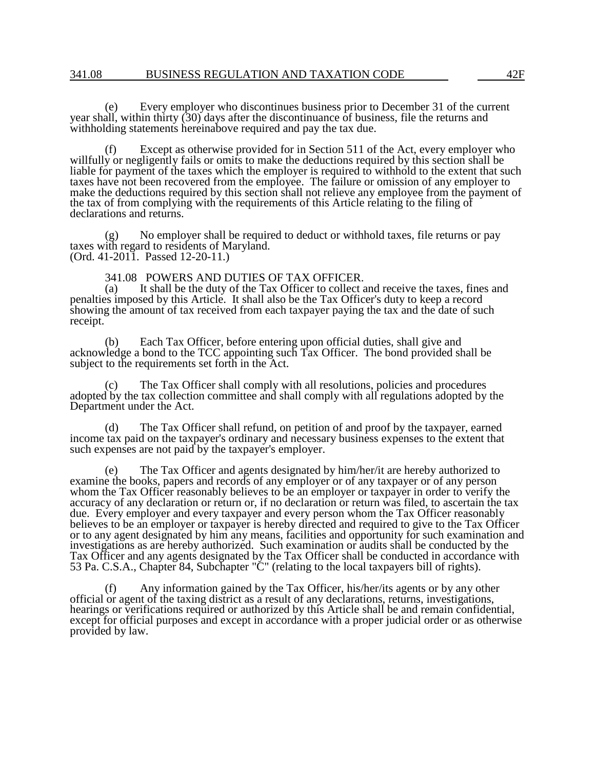(e) Every employer who discontinues business prior to December 31 of the current year shall, within thirty (30) days after the discontinuance of business, file the returns and withholding statements hereinabove required and pay the tax due.

(f) Except as otherwise provided for in Section 511 of the Act, every employer who willfully or negligently fails or omits to make the deductions required by this section shall be liable for payment of the taxes which the employer is required to withhold to the extent that such taxes have not been recovered from the employee. The failure or omission of any employer to make the deductions required by this section shall not relieve any employee from the payment of the tax of from complying with the requirements of this Article relating to the filing of declarations and returns.

(g) No employer shall be required to deduct or withhold taxes, file returns or pay taxes with regard to residents of Maryland.
(Ord. 41-2011. Passed 12-20-11.)

### 341.08 POWERS AND DUTIES OF TAX OFFICER.

(a) It shall be the duty of the Tax Officer to collect and receive the taxes, fines and penalties imposed by this Article. It shall also be the Tax Officer's duty to keep a record showing the amount of tax received from each taxpayer paying the tax and the date of such receipt.

(b) Each Tax Officer, before entering upon official duties, shall give and acknowledge a bond to the TCC appointing such Tax Officer. The bond provided shall be subject to the requirements set forth in the Act.

(c) The Tax Officer shall comply with all resolutions, policies and procedures adopted by the tax collection committee and shall comply with all regulations adopted by the Department under the Act.

(d) The Tax Officer shall refund, on petition of and proof by the taxpayer, earned income tax paid on the taxpayer's ordinary and necessary business expenses to the extent that such expenses are not paid by the taxpayer's employer.

(e) The Tax Officer and agents designated by him/her/it are hereby authorized to examine the books, papers and records of any employer or of any taxpayer or of any person whom the Tax Officer reasonably believes to be an employer or taxpayer in order to verify the accuracy of any declaration or return or, if no declaration or return was filed, to ascertain the tax due. Every employer and every taxpayer and every person whom the Tax Officer reasonably believes to be an employer or taxpayer is hereby directed and required to give to the Tax Officer or to any agent designated by him any means, facilities and opportunity for such examination and investigations as are hereby authorized. Such examination or audits shall be conducted by the Tax Officer and any agents designated by the Tax Officer shall be conducted in accordance with 53 Pa. C.S.A., Chapter 84, Subchapter "C" (relating to the local taxpayers bill of rights).

(f) Any information gained by the Tax Officer, his/her/its agents or by any other official or agent of the taxing district as a result of any declarations, returns, investigations, hearings or verifications required or authorized by this Article shall be and remain confidential, except for official purposes and except in accordance with a proper judicial order or as otherwise provided by law.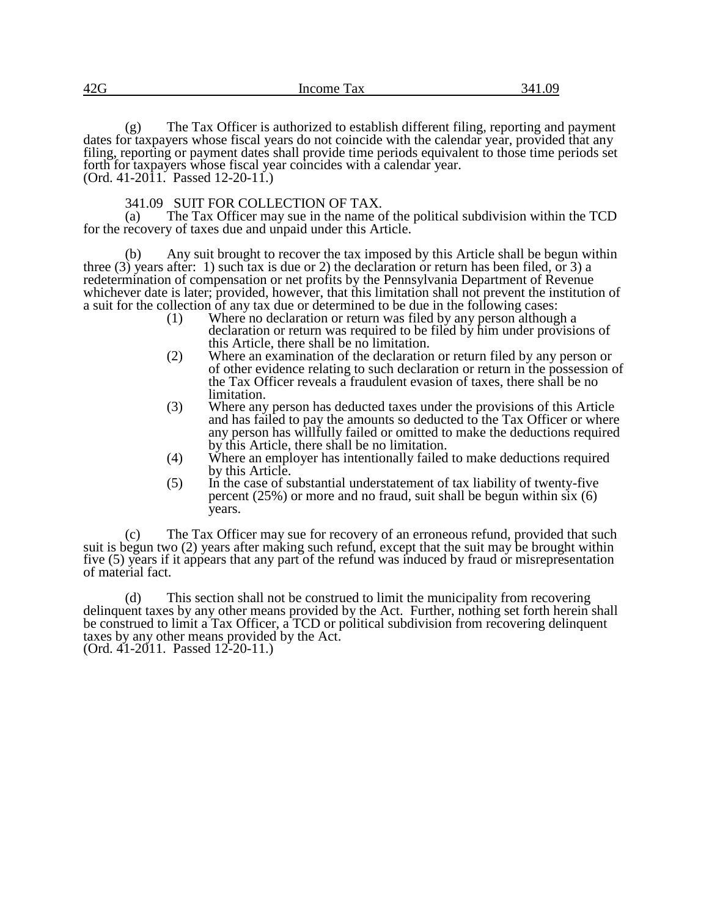(g) The Tax Officer is authorized to establish different filing, reporting and payment dates for taxpayers whose fiscal years do not coincide with the calendar year, provided that any filing, reporting or payment dates shall provide time periods equivalent to those time periods set forth for taxpayers whose fiscal year coincides with a calendar year.
(Ord. 41-2011. Passed 12-20-11.)

### 341.09 SUIT FOR COLLECTION OF TAX.

(a) The Tax Officer may sue in the name of the political subdivision within the TCD for the recovery of taxes due and unpaid under this Article.

(b) Any suit brought to recover the tax imposed by this Article shall be begun within three (3) years after: 1) such tax is due or 2) the declaration or return has been filed, or 3) a redetermination of compensation or net profits by the Pennsylvania Department of Revenue whichever date is later; provided, however, that this limitation shall not prevent the institution of a suit for the collection of any tax due or determined to be due in the following cases:

(1) Where no declaration or return was filed by any person although a declaration or return was required to be filed by him under provisions of this Article, there shall be no limitation.

(2) Where an examination of the declaration or return filed by any person or of other evidence relating to such declaration or return in the possession of the Tax Officer reveals a fraudulent evasion of taxes, there shall be no limitation.

(3) Where any person has deducted taxes under the provisions of this Article and has failed to pay the amounts so deducted to the Tax Officer or where any person has willfully failed or omitted to make the deductions required by this Article, there shall be no limitation.

(4) Where an employer has intentionally failed to make deductions required by this Article.

(5) In the case of substantial understatement of tax liability of twenty-five percent (25%) or more and no fraud, suit shall be begun within six (6) years.

(c) The Tax Officer may sue for recovery of an erroneous refund, provided that such suit is begun two (2) years after making such refund, except that the suit may be brought within five (5) years if it appears that any part of the refund was induced by fraud or misrepresentation of material fact.

(d) This section shall not be construed to limit the municipality from recovering delinquent taxes by any other means provided by the Act. Further, nothing set forth herein shall be construed to limit a Tax Officer, a TCD or political subdivision from recovering delinquent taxes by any other means provided by the Act.
(Ord. 41-2011. Passed 12-20-11.)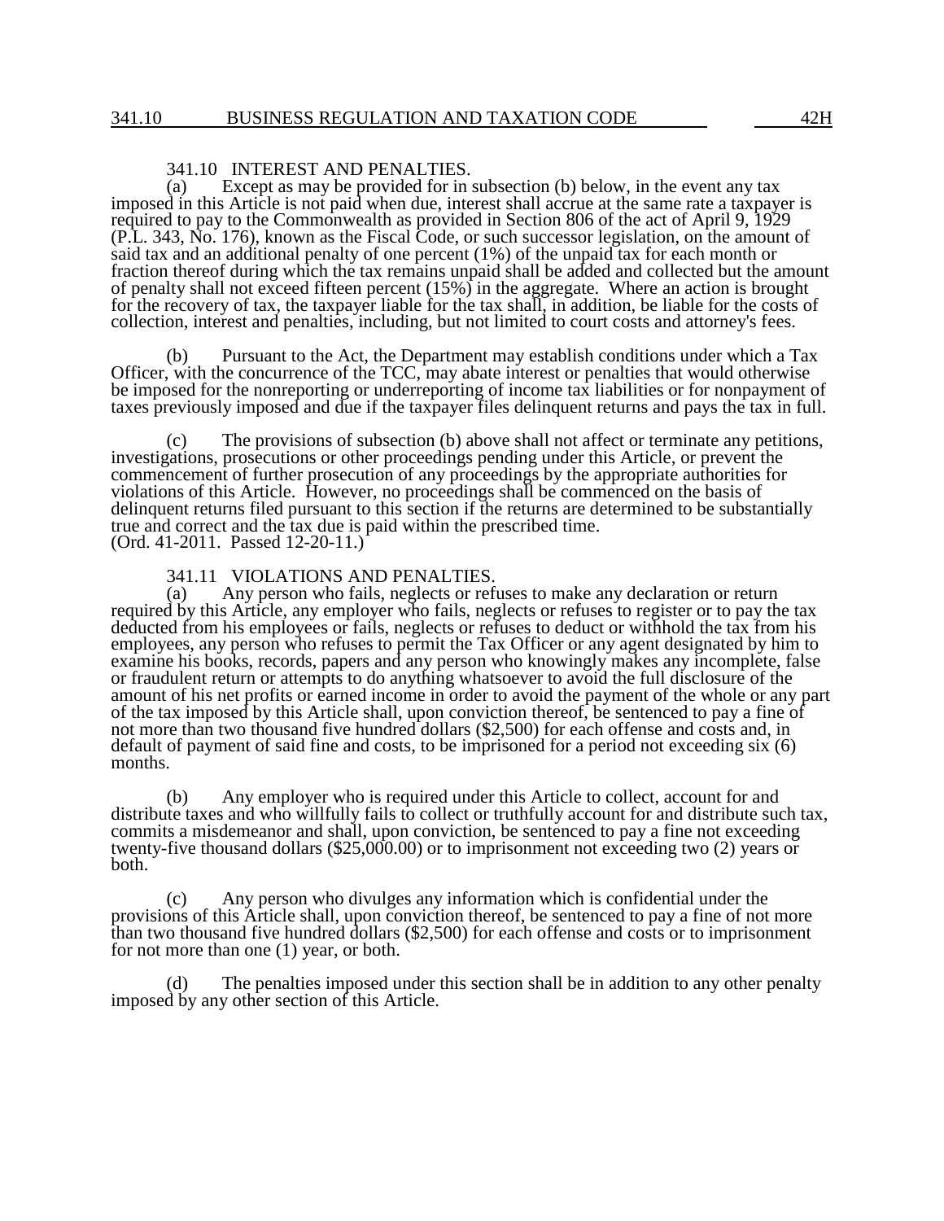### 341.10 INTEREST AND PENALTIES.

(a) Except as may be provided for in subsection (b) below, in the event any tax imposed in this Article is not paid when due, interest shall accrue at the same rate a taxpayer is required to pay to the Commonwealth as provided in Section 806 of the act of April 9, 1929 (P.L. 343, No. 176), known as the Fiscal Code, or such successor legislation, on the amount of said tax and an additional penalty of one percent (1%) of the unpaid tax for each month or fraction thereof during which the tax remains unpaid shall be added and collected but the amount of penalty shall not exceed fifteen percent (15%) in the aggregate. Where an action is brought for the recovery of tax, the taxpayer liable for the tax shall, in addition, be liable for the costs of collection, interest and penalties, including, but not limited to court costs and attorney's fees.

(b) Pursuant to the Act, the Department may establish conditions under which a Tax Officer, with the concurrence of the TCC, may abate interest or penalties that would otherwise be imposed for the nonreporting or underreporting of income tax liabilities or for nonpayment of taxes previously imposed and due if the taxpayer files delinquent returns and pays the tax in full.

(c) The provisions of subsection (b) above shall not affect or terminate any petitions, investigations, prosecutions or other proceedings pending under this Article, or prevent the commencement of further prosecution of any proceedings by the appropriate authorities for violations of this Article. However, no proceedings shall be commenced on the basis of delinquent returns filed pursuant to this section if the returns are determined to be substantially true and correct and the tax due is paid within the prescribed time.
(Ord. 41-2011. Passed 12-20-11.)

### 341.11 VIOLATIONS AND PENALTIES.

(a) Any person who fails, neglects or refuses to make any declaration or return required by this Article, any employer who fails, neglects or refuses to register or to pay the tax deducted from his employees or fails, neglects or refuses to deduct or withhold the tax from his employees, any person who refuses to permit the Tax Officer or any agent designated by him to examine his books, records, papers and any person who knowingly makes any incomplete, false or fraudulent return or attempts to do anything whatsoever to avoid the full disclosure of the amount of his net profits or earned income in order to avoid the payment of the whole or any part of the tax imposed by this Article shall, upon conviction thereof, be sentenced to pay a fine of not more than two thousand five hundred dollars ($2,500) for each offense and costs and, in default of payment of said fine and costs, to be imprisoned for a period not exceeding six (6) months.

(b) Any employer who is required under this Article to collect, account for and distribute taxes and who willfully fails to collect or truthfully account for and distribute such tax, commits a misdemeanor and shall, upon conviction, be sentenced to pay a fine not exceeding twenty-five thousand dollars ($25,000.00) or to imprisonment not exceeding two (2) years or both.

(c) Any person who divulges any information which is confidential under the provisions of this Article shall, upon conviction thereof, be sentenced to pay a fine of not more than two thousand five hundred dollars ($2,500) for each offense and costs or to imprisonment for not more than one (1) year, or both.

(d) The penalties imposed under this section shall be in addition to any other penalty imposed by any other section of this Article.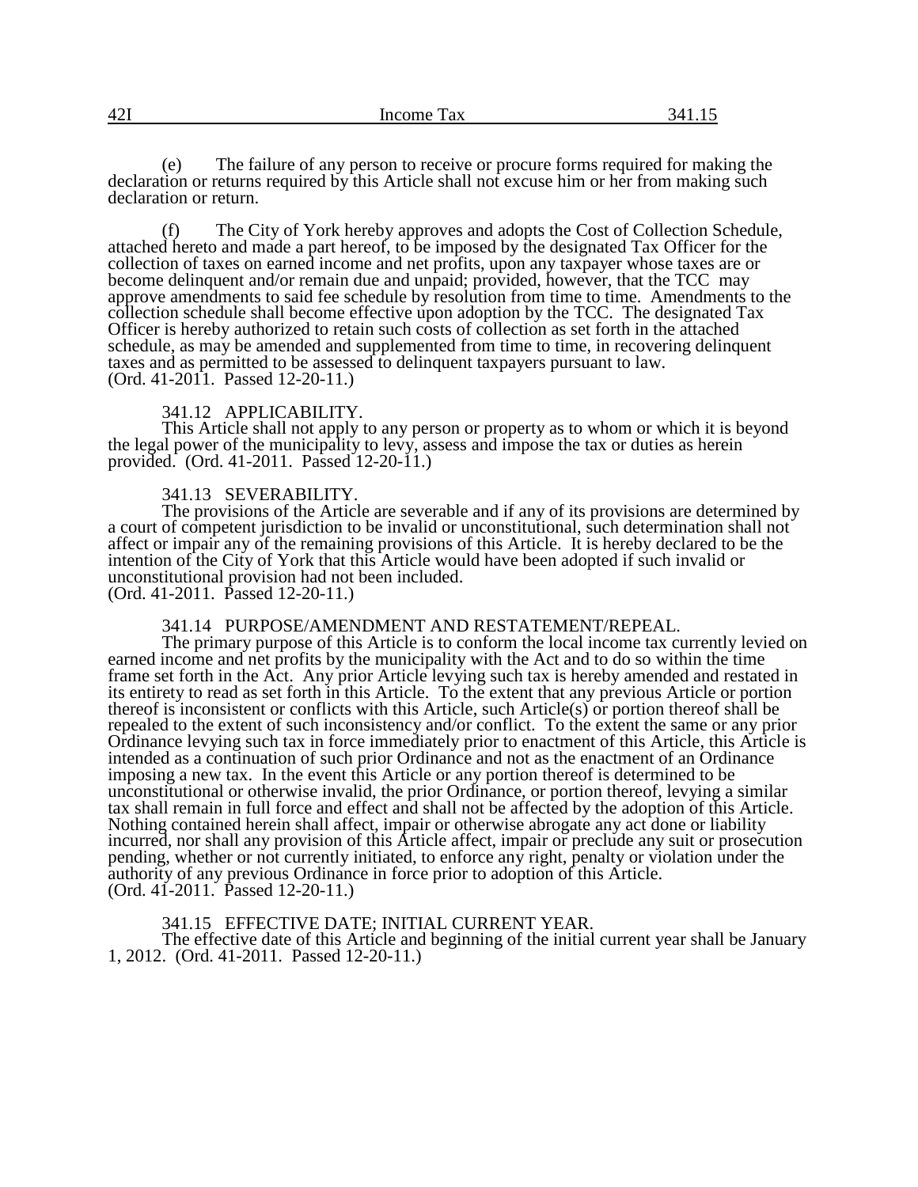(e) The failure of any person to receive or procure forms required for making the declaration or returns required by this Article shall not excuse him or her from making such declaration or return.

(f) The City of York hereby approves and adopts the Cost of Collection Schedule, attached hereto and made a part hereof, to be imposed by the designated Tax Officer for the collection of taxes on earned income and net profits, upon any taxpayer whose taxes are or become delinquent and/or remain due and unpaid; provided, however, that the TCC may approve amendments to said fee schedule by resolution from time to time. Amendments to the collection schedule shall become effective upon adoption by the TCC. The designated Tax Officer is hereby authorized to retain such costs of collection as set forth in the attached schedule, as may be amended and supplemented from time to time, in recovering delinquent taxes and as permitted to be assessed to delinquent taxpayers pursuant to law.
(Ord. 41-2011. Passed 12-20-11.)

## 341.12 APPLICABILITY.

This Article shall not apply to any person or property as to whom or which it is beyond the legal power of the municipality to levy, assess and impose the tax or duties as herein provided. (Ord. 41-2011. Passed 12-20-11.)

## 341.13 SEVERABILITY.

The provisions of the Article are severable and if any of its provisions are determined by a court of competent jurisdiction to be invalid or unconstitutional, such determination shall not affect or impair any of the remaining provisions of this Article. It is hereby declared to be the intention of the City of York that this Article would have been adopted if such invalid or unconstitutional provision had not been included.
(Ord. 41-2011. Passed 12-20-11.)

## 341.14 PURPOSE/AMENDMENT AND RESTATEMENT/REPEAL.

The primary purpose of this Article is to conform the local income tax currently levied on earned income and net profits by the municipality with the Act and to do so within the time frame set forth in the Act. Any prior Article levying such tax is hereby amended and restated in its entirety to read as set forth in this Article. To the extent that any previous Article or portion thereof is inconsistent or conflicts with this Article, such Article(s) or portion thereof shall be repealed to the extent of such inconsistency and/or conflict. To the extent the same or any prior Ordinance levying such tax in force immediately prior to enactment of this Article, this Article is intended as a continuation of such prior Ordinance and not as the enactment of an Ordinance imposing a new tax. In the event this Article or any portion thereof is determined to be unconstitutional or otherwise invalid, the prior Ordinance, or portion thereof, levying a similar tax shall remain in full force and effect and shall not be affected by the adoption of this Article. Nothing contained herein shall affect, impair or otherwise abrogate any act done or liability incurred, nor shall any provision of this Article affect, impair or preclude any suit or prosecution pending, whether or not currently initiated, to enforce any right, penalty or violation under the authority of any previous Ordinance in force prior to adoption of this Article.
(Ord. 41-2011. Passed 12-20-11.)

## 341.15 EFFECTIVE DATE; INITIAL CURRENT YEAR.

The effective date of this Article and beginning of the initial current year shall be January 1, 2012. (Ord. 41-2011. Passed 12-20-11.)